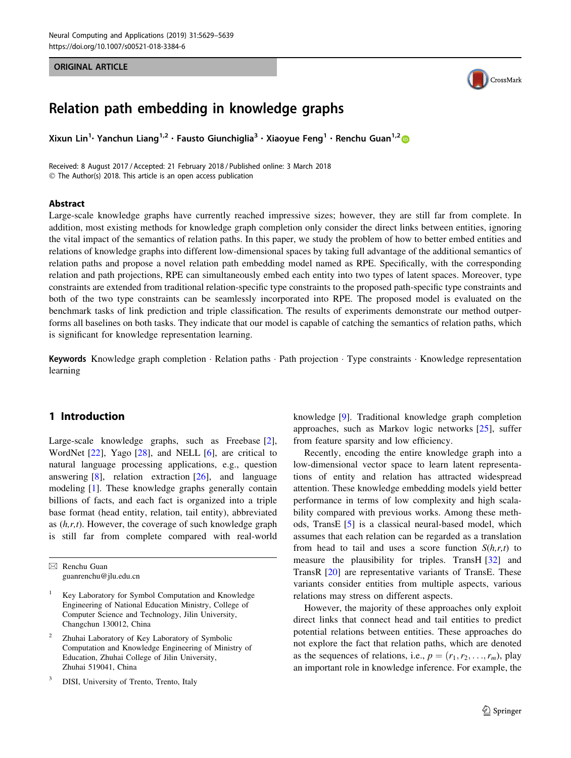ORIGINAL ARTICLE

# Relation path embedding in knowledge graphs

Xixun Lin[1] · Yanchun Liang[1,2] · Fausto Giunchiglia[3] · Xiaoyue Feng[1] · Renchu Guan[1,2]

Received: 8 August 2017 / Accepted: 21 February 2018 / Published online: 3 March 2018
© The Author(s) 2018. This article is an open access publication

## Abstract

Large-scale knowledge graphs have currently reached impressive sizes; however, they are still far from complete. In addition, most existing methods for knowledge graph completion only consider the direct links between entities, ignoring the vital impact of the semantics of relation paths. In this paper, we study the problem of how to better embed entities and relations of knowledge graphs into different low-dimensional spaces by taking full advantage of the additional semantics of relation paths and propose a novel relation path embedding model named as RPE. Specifically, with the corresponding relation and path projections, RPE can simultaneously embed each entity into two types of latent spaces. Moreover, type constraints are extended from traditional relation-specific type constraints to the proposed path-specific type constraints and both of the two type constraints can be seamlessly incorporated into RPE. The proposed model is evaluated on the benchmark tasks of link prediction and triple classification. The results of experiments demonstrate our method outperforms all baselines on both tasks. They indicate that our model is capable of catching the semantics of relation paths, which is significant for knowledge representation learning.

**Keywords** Knowledge graph completion · Relation paths · Path projection · Type constraints · Knowledge representation learning

## 1 Introduction

Large-scale knowledge graphs, such as Freebase [2], WordNet [22], Yago [28], and NELL [6], are critical to natural language processing applications, e.g., question answering [8], relation extraction [26], and language modeling [1]. These knowledge graphs generally contain billions of facts, and each fact is organized into a triple base format (head entity, relation, tail entity), abbreviated as $(h,r,t)$. However, the coverage of such knowledge graph is still far from complete compared with real-world knowledge [9]. Traditional knowledge graph completion approaches, such as Markov logic networks [25], suffer from feature sparsity and low efficiency.

Recently, encoding the entire knowledge graph into a low-dimensional vector space to learn latent representations of entity and relation has attracted widespread attention. These knowledge embedding models yield better performance in terms of low complexity and high scalability compared with previous works. Among these methods, TransE [5] is a classical neural-based model, which assumes that each relation can be regarded as a translation from head to tail and uses a score function $S(h,r,t)$ to measure the plausibility for triples. TransH [32] and TransR [20] are representative variants of TransE. These variants consider entities from multiple aspects, various relations may stress on different aspects.

However, the majority of these approaches only exploit direct links that connect head and tail entities to predict potential relations between entities. These approaches do not explore the fact that relation paths, which are denoted as the sequences of relations, i.e., $p = (r_1, r_2, \ldots, r_m)$, play an important role in knowledge inference. For example, the

---

✉ Renchu Guan
guanrenchu@jlu.edu.cn

1 Key Laboratory for Symbol Computation and Knowledge Engineering of National Education Ministry, College of Computer Science and Technology, Jilin University, Changchun 130012, China

2 Zhuhai Laboratory of Key Laboratory of Symbolic Computation and Knowledge Engineering of Ministry of Education, Zhuhai College of Jilin University, Zhuhai 519041, China

3 DISI, University of Trento, Trento, Italy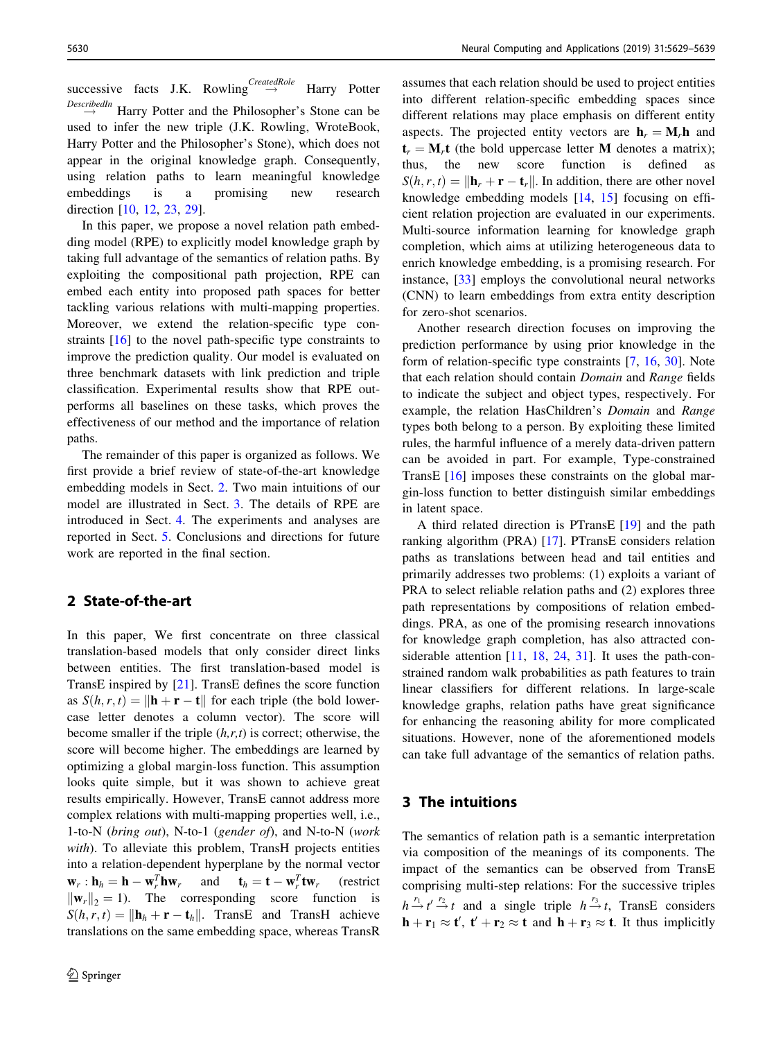successive facts J.K. Rowling $\overset{CreatedRole}{\rightarrow}$ Harry Potter $\overset{DescribedIn}{\rightarrow}$ Harry Potter and the Philosopher's Stone can be used to infer the new triple (J.K. Rowling, WroteBook, Harry Potter and the Philosopher's Stone), which does not appear in the original knowledge graph. Consequently, using relation paths to learn meaningful knowledge embeddings is a promising new research direction [10, 12, 23, 29].

In this paper, we propose a novel relation path embedding model (RPE) to explicitly model knowledge graph by taking full advantage of the semantics of relation paths. By exploiting the compositional path projection, RPE can embed each entity into proposed path spaces for better tackling various relations with multi-mapping properties. Moreover, we extend the relation-specific type constraints [16] to the novel path-specific type constraints to improve the prediction quality. Our model is evaluated on three benchmark datasets with link prediction and triple classification. Experimental results show that RPE outperforms all baselines on these tasks, which proves the effectiveness of our method and the importance of relation paths.

The remainder of this paper is organized as follows. We first provide a brief review of state-of-the-art knowledge embedding models in Sect. 2. Two main intuitions of our model are illustrated in Sect. 3. The details of RPE are introduced in Sect. 4. The experiments and analyses are reported in Sect. 5. Conclusions and directions for future work are reported in the final section.

## 2 State-of-the-art

In this paper, We first concentrate on three classical translation-based models that only consider direct links between entities. The first translation-based model is TransE inspired by [21]. TransE defines the score function as $S(h,r,t) = \|\mathbf{h} + \mathbf{r} - \mathbf{t}\|$ for each triple (the bold lowercase letter denotes a column vector). The score will become smaller if the triple $(h,r,t)$ is correct; otherwise, the score will become higher. The embeddings are learned by optimizing a global margin-loss function. This assumption looks quite simple, but it was shown to achieve great results empirically. However, TransE cannot address more complex relations with multi-mapping properties well, i.e., 1-to-N (*bring out*), N-to-1 (*gender of*), and N-to-N (*work with*). To alleviate this problem, TransH projects entities into a relation-dependent hyperplane by the normal vector $\mathbf{w}_r : \mathbf{h}_h = \mathbf{h} - \mathbf{w}_r^T \mathbf{h} \mathbf{w}_r$ and $\mathbf{t}_h = \mathbf{t} - \mathbf{w}_r^T \mathbf{t} \mathbf{w}_r$ (restrict $\|\mathbf{w}_r\|_2 = 1$). The corresponding score function is $S(h,r,t) = \|\mathbf{h}_h + \mathbf{r} - \mathbf{t}_h\|$. TransE and TransH achieve translations on the same embedding space, whereas TransR assumes that each relation should be used to project entities into different relation-specific embedding spaces since different relations may place emphasis on different entity aspects. The projected entity vectors are $\mathbf{h}_r = \mathbf{M}_r \mathbf{h}$ and $\mathbf{t}_r = \mathbf{M}_r \mathbf{t}$ (the bold uppercase letter $\mathbf{M}$ denotes a matrix); thus, the new score function is defined as $S(h,r,t) = \|\mathbf{h}_r + \mathbf{r} - \mathbf{t}_r\|$. In addition, there are other novel knowledge embedding models [14, 15] focusing on efficient relation projection are evaluated in our experiments. Multi-source information learning for knowledge graph completion, which aims at utilizing heterogeneous data to enrich knowledge embedding, is a promising research. For instance, [33] employs the convolutional neural networks (CNN) to learn embeddings from extra entity description for zero-shot scenarios.

Another research direction focuses on improving the prediction performance by using prior knowledge in the form of relation-specific type constraints [7, 16, 30]. Note that each relation should contain *Domain* and *Range* fields to indicate the subject and object types, respectively. For example, the relation HasChildren's *Domain* and *Range* types both belong to a person. By exploiting these limited rules, the harmful influence of a merely data-driven pattern can be avoided in part. For example, Type-constrained TransE [16] imposes these constraints on the global margin-loss function to better distinguish similar embeddings in latent space.

A third related direction is PTransE [19] and the path ranking algorithm (PRA) [17]. PTransE considers relation paths as translations between head and tail entities and primarily addresses two problems: (1) exploits a variant of PRA to select reliable relation paths and (2) explores three path representations by compositions of relation embeddings. PRA, as one of the promising research innovations for knowledge graph completion, has also attracted considerable attention [11, 18, 24, 31]. It uses the path-constrained random walk probabilities as path features to train linear classifiers for different relations. In large-scale knowledge graphs, relation paths have great significance for enhancing the reasoning ability for more complicated situations. However, none of the aforementioned models can take full advantage of the semantics of relation paths.

## 3 The intuitions

The semantics of relation path is a semantic interpretation via composition of the meanings of its components. The impact of the semantics can be observed from TransE comprising multi-step relations: For the successive triples $h \overset{r_1}{\rightarrow} t' \overset{r_2}{\rightarrow} t$ and a single triple $h \overset{r_3}{\rightarrow} t$, TransE considers $\mathbf{h} + \mathbf{r}_1 \approx \mathbf{t}'$, $\mathbf{t}' + \mathbf{r}_2 \approx \mathbf{t}$ and $\mathbf{h} + \mathbf{r}_3 \approx \mathbf{t}$. It thus implicitly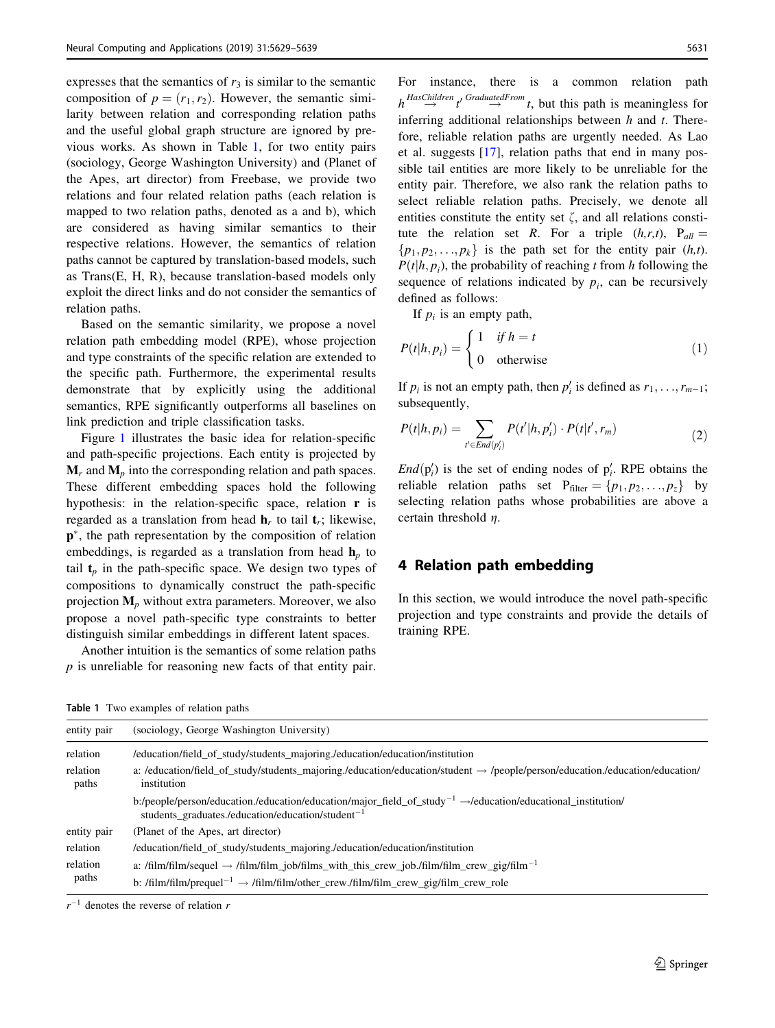expresses that the semantics of $r_3$ is similar to the semantic composition of $p = (r_1, r_2)$. However, the semantic similarity between relation and corresponding relation paths and the useful global graph structure are ignored by previous works. As shown in Table 1, for two entity pairs (sociology, George Washington University) and (Planet of the Apes, art director) from Freebase, we provide two relations and four related relation paths (each relation is mapped to two relation paths, denoted as a and b), which are considered as having similar semantics to their respective relations. However, the semantics of relation paths cannot be captured by translation-based models, such as Trans(E, H, R), because translation-based models only exploit the direct links and do not consider the semantics of relation paths.

Based on the semantic similarity, we propose a novel relation path embedding model (RPE), whose projection and type constraints of the specific relation are extended to the specific path. Furthermore, the experimental results demonstrate that by explicitly using the additional semantics, RPE significantly outperforms all baselines on link prediction and triple classification tasks.

Figure 1 illustrates the basic idea for relation-specific and path-specific projections. Each entity is projected by $\mathbf{M}_r$ and $\mathbf{M}_p$ into the corresponding relation and path spaces. These different embedding spaces hold the following hypothesis: in the relation-specific space, relation $\mathbf{r}$ is regarded as a translation from head $\mathbf{h}_r$ to tail $\mathbf{t}_r$; likewise, $\mathbf{p}^*$, the path representation by the composition of relation embeddings, is regarded as a translation from head $\mathbf{h}_p$ to tail $\mathbf{t}_p$ in the path-specific space. We design two types of compositions to dynamically construct the path-specific projection $\mathbf{M}_p$ without extra parameters. Moreover, we also propose a novel path-specific type constraints to better distinguish similar embeddings in different latent spaces.

Another intuition is the semantics of some relation paths $p$ is unreliable for reasoning new facts of that entity pair. For instance, there is a common relation path $h \overset{HasChildren}{\rightarrow} t' \overset{GraduatedFrom}{\rightarrow} t$, but this path is meaningless for inferring additional relationships between $h$ and $t$. Therefore, reliable relation paths are urgently needed. As Lao et al. suggests [17], relation paths that end in many possible tail entities are more likely to be unreliable for the entity pair. Therefore, we also rank the relation paths to select reliable relation paths. Precisely, we denote all entities constitute the entity set $\zeta$, and all relations constitute the relation set $R$. For a triple $(h,r,t)$, $\mathrm{P}_{all} = \{p_1, p_2, \ldots, p_k\}$ is the path set for the entity pair $(h,t)$. $P(t|h,p_i)$, the probability of reaching $t$ from $h$ following the sequence of relations indicated by $p_i$, can be recursively defined as follows:

If $p_i$ is an empty path,

$$P(t|h,p_i) = \begin{cases} 1 & \text{if } h = t \\ 0 & \text{otherwise} \end{cases} \tag{1}$$

If $p_i$ is not an empty path, then $p_i'$ is defined as $r_1, \ldots, r_{m-1}$; subsequently,

$$P(t|h,p_i) = \sum_{t' \in End(p_i')} P(t'|h,p_i') \cdot P(t|t', r_m) \tag{2}$$

$End(\mathrm{p}_i')$ is the set of ending nodes of $\mathrm{p}_i'$. RPE obtains the reliable relation paths set $\mathrm{P}_{\mathrm{filter}} = \{p_1, p_2, \ldots, p_z\}$ by selecting relation paths whose probabilities are above a certain threshold $\eta$.

## 4 Relation path embedding

In this section, we would introduce the novel path-specific projection and type constraints and provide the details of training RPE.

**Table 1** Two examples of relation paths

| entity pair | (sociology, George Washington University) |
|---|---|
| relation | /education/field_of_study/students_majoring./education/education/institution |
| relation paths | a: /education/field_of_study/students_majoring./education/education/student → /people/person/education./education/education/institution |
| | b:/people/person/education./education/education/major_field_of_study$^{-1}$ →/education/educational_institution/students_graduates./education/education/student$^{-1}$ |
| entity pair | (Planet of the Apes, art director) |
| relation | /education/field_of_study/students_majoring./education/education/institution |
| relation paths | a: /film/film/sequel → /film/film_job/films_with_this_crew_job./film/film_crew_gig/film$^{-1}$ |
| | b: /film/film/prequel$^{-1}$ → /film/film/other_crew./film/film_crew_gig/film_crew_role |

$r^{-1}$ denotes the reverse of relation $r$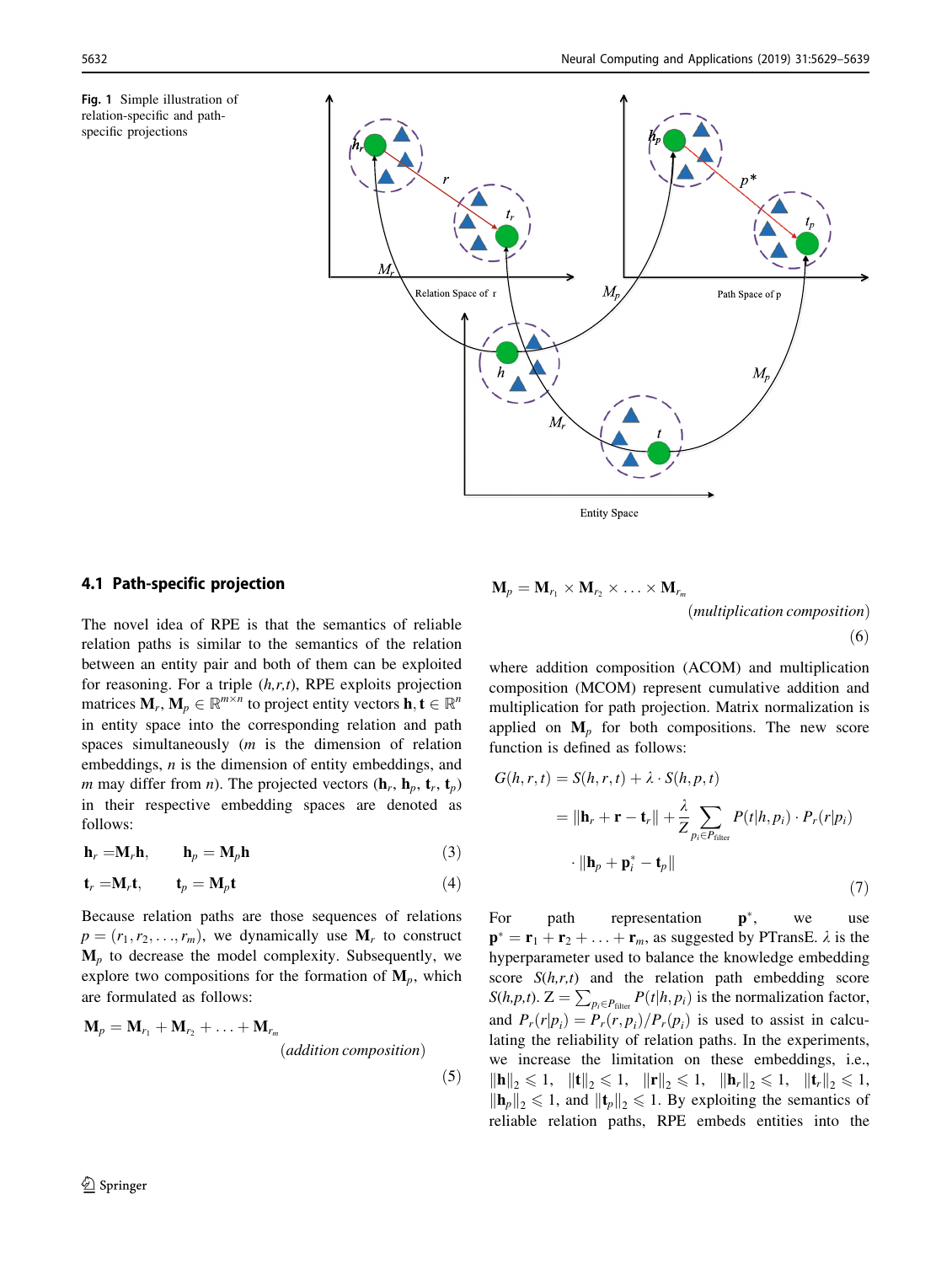Fig. 1 Simple illustration of relation-specific and path-specific projections

### 4.1 Path-specific projection

The novel idea of RPE is that the semantics of reliable relation paths is similar to the semantics of the relation between an entity pair and both of them can be exploited for reasoning. For a triple *(h,r,t)*, RPE exploits projection matrices $\mathbf{M}_r, \mathbf{M}_p \in \mathbb{R}^{m \times n}$ to project entity vectors $\mathbf{h}, \mathbf{t} \in \mathbb{R}^n$ in entity space into the corresponding relation and path spaces simultaneously ($m$ is the dimension of relation embeddings, $n$ is the dimension of entity embeddings, and $m$ may differ from $n$). The projected vectors ($\mathbf{h}_r$, $\mathbf{h}_p$, $\mathbf{t}_r$, $\mathbf{t}_p$) in their respective embedding spaces are denoted as follows:

$$\mathbf{h}_r = \mathbf{M}_r \mathbf{h}, \qquad \mathbf{h}_p = \mathbf{M}_p \mathbf{h} \tag{3}$$

$$\mathbf{t}_r = \mathbf{M}_r \mathbf{t}, \qquad \mathbf{t}_p = \mathbf{M}_p \mathbf{t} \tag{4}$$

Because relation paths are those sequences of relations $p = (r_1, r_2, \ldots, r_m)$, we dynamically use $\mathbf{M}_r$ to construct $\mathbf{M}_p$ to decrease the model complexity. Subsequently, we explore two compositions for the formation of $\mathbf{M}_p$, which are formulated as follows:

$$\mathbf{M}_p = \mathbf{M}_{r_1} + \mathbf{M}_{r_2} + \ldots + \mathbf{M}_{r_m} \quad (\textit{addition composition}) \tag{5}$$

$$\mathbf{M}_p = \mathbf{M}_{r_1} \times \mathbf{M}_{r_2} \times \ldots \times \mathbf{M}_{r_m} \quad (\textit{multiplication composition}) \tag{6}$$

where addition composition (ACOM) and multiplication composition (MCOM) represent cumulative addition and multiplication for path projection. Matrix normalization is applied on $\mathbf{M}_p$ for both compositions. The new score function is defined as follows:

$$\begin{aligned} G(h,r,t) &= S(h,r,t) + \lambda \cdot S(h,p,t) \\ &= \|\mathbf{h}_r + \mathbf{r} - \mathbf{t}_r\| + \frac{\lambda}{Z} \sum_{p_i \in P_{\text{filter}}} P(t|h,p_i) \cdot P_r(r|p_i) \\ &\quad \cdot \|\mathbf{h}_p + \mathbf{p}_i^* - \mathbf{t}_p\| \end{aligned} \tag{7}$$

For path representation $\mathbf{p}^*$, we use $\mathbf{p}^* = \mathbf{r}_1 + \mathbf{r}_2 + \ldots + \mathbf{r}_m$, as suggested by PTransE. $\lambda$ is the hyperparameter used to balance the knowledge embedding score $S(h,r,t)$ and the relation path embedding score $S(h,p,t)$. $Z = \sum_{p_i \in P_{\text{filter}}} P(t|h,p_i)$ is the normalization factor, and $P_r(r|p_i) = P_r(r,p_i)/P_r(p_i)$ is used to assist in calculating the reliability of relation paths. In the experiments, we increase the limitation on these embeddings, i.e., $\|\mathbf{h}\|_2 \leqslant 1$, $\|\mathbf{t}\|_2 \leqslant 1$, $\|\mathbf{r}\|_2 \leqslant 1$, $\|\mathbf{h}_r\|_2 \leqslant 1$, $\|\mathbf{t}_r\|_2 \leqslant 1$, $\|\mathbf{h}_p\|_2 \leqslant 1$, and $\|\mathbf{t}_p\|_2 \leqslant 1$. By exploiting the semantics of reliable relation paths, RPE embeds entities into the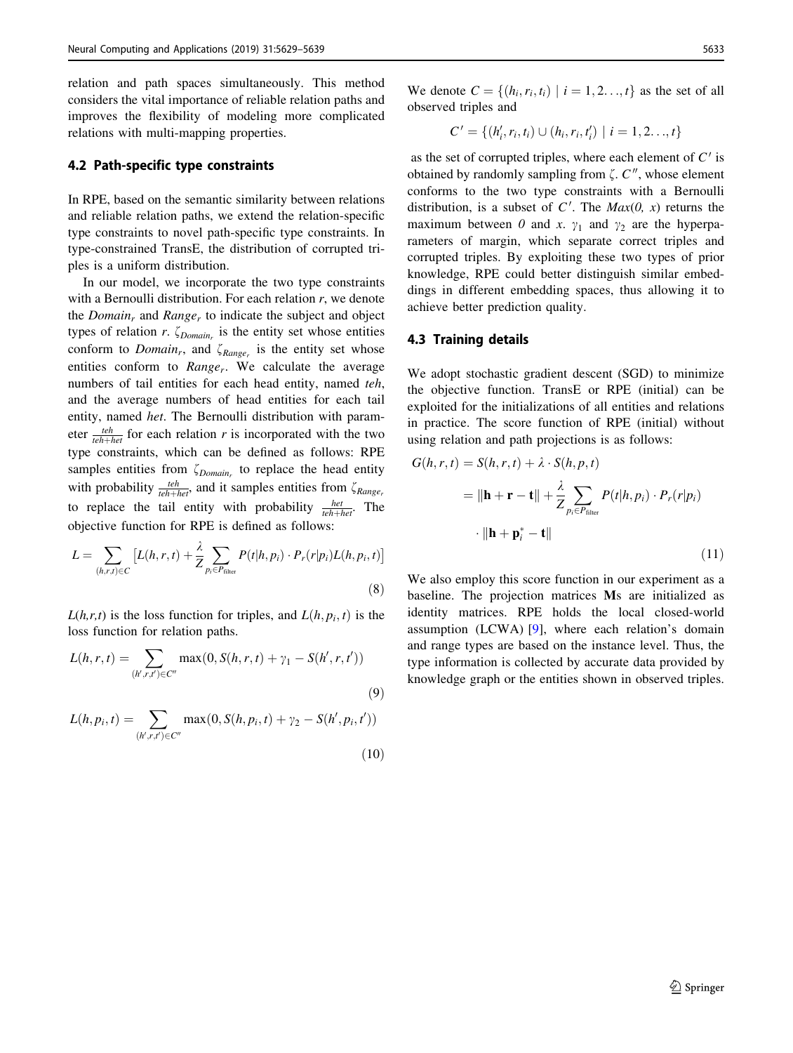relation and path spaces simultaneously. This method considers the vital importance of reliable relation paths and improves the flexibility of modeling more complicated relations with multi-mapping properties.

### 4.2 Path-specific type constraints

In RPE, based on the semantic similarity between relations and reliable relation paths, we extend the relation-specific type constraints to novel path-specific type constraints. In type-constrained TransE, the distribution of corrupted triples is a uniform distribution.

In our model, we incorporate the two type constraints with a Bernoulli distribution. For each relation $r$, we denote the $Domain_r$ and $Range_r$ to indicate the subject and object types of relation $r$. $\zeta_{Domain_r}$ is the entity set whose entities conform to $Domain_r$, and $\zeta_{Range_r}$ is the entity set whose entities conform to $Range_r$. We calculate the average numbers of tail entities for each head entity, named *teh*, and the average numbers of head entities for each tail entity, named *het*. The Bernoulli distribution with parameter $\frac{teh}{teh+het}$ for each relation $r$ is incorporated with the two type constraints, which can be defined as follows: RPE samples entities from $\zeta_{Domain_r}$ to replace the head entity with probability $\frac{teh}{teh+het}$, and it samples entities from $\zeta_{Range_r}$ to replace the tail entity with probability $\frac{het}{teh+het}$. The objective function for RPE is defined as follows:

$$L = \sum_{(h,r,t)\in C} \left[ L(h,r,t) + \frac{\lambda}{Z} \sum_{p_i \in P_{\text{filter}}} P(t|h,p_i) \cdot P_r(r|p_i) L(h,p_i,t) \right] \tag{8}$$

$L(h,r,t)$ is the loss function for triples, and $L(h,p_i,t)$ is the loss function for relation paths.

$$L(h,r,t) = \sum_{(h',r,t')\in C''} \max(0, S(h,r,t) + \gamma_1 - S(h',r,t')) \tag{9}$$

$$L(h,p_i,t) = \sum_{(h',r,t')\in C''} \max(0, S(h,p_i,t) + \gamma_2 - S(h',p_i,t')) \tag{10}$$

We denote $C = \{(h_i, r_i, t_i) \mid i = 1, 2\ldots, t\}$ as the set of all observed triples and

$$C' = \{(h'_i, r_i, t_i) \cup (h_i, r_i, t'_i) \mid i = 1, 2\ldots, t\}$$

as the set of corrupted triples, where each element of $C'$ is obtained by randomly sampling from $\zeta$. $C''$, whose element conforms to the two type constraints with a Bernoulli distribution, is a subset of $C'$. The $Max(0, x)$ returns the maximum between $0$ and $x$. $\gamma_1$ and $\gamma_2$ are the hyperparameters of margin, which separate correct triples and corrupted triples. By exploiting these two types of prior knowledge, RPE could better distinguish similar embeddings in different embedding spaces, thus allowing it to achieve better prediction quality.

### 4.3 Training details

We adopt stochastic gradient descent (SGD) to minimize the objective function. TransE or RPE (initial) can be exploited for the initializations of all entities and relations in practice. The score function of RPE (initial) without using relation and path projections is as follows:

$$\begin{aligned} G(h,r,t) &= S(h,r,t) + \lambda \cdot S(h,p,t) \\ &= \|\mathbf{h} + \mathbf{r} - \mathbf{t}\| + \frac{\lambda}{Z} \sum_{p_i \in P_{\text{filter}}} P(t|h,p_i) \cdot P_r(r|p_i) \\ &\quad \cdot \|\mathbf{h} + \mathbf{p}_i^* - \mathbf{t}\| \end{aligned} \tag{11}$$

We also employ this score function in our experiment as a baseline. The projection matrices $\mathbf{M}$s are initialized as identity matrices. RPE holds the local closed-world assumption (LCWA) [9], where each relation's domain and range types are based on the instance level. Thus, the type information is collected by accurate data provided by knowledge graph or the entities shown in observed triples.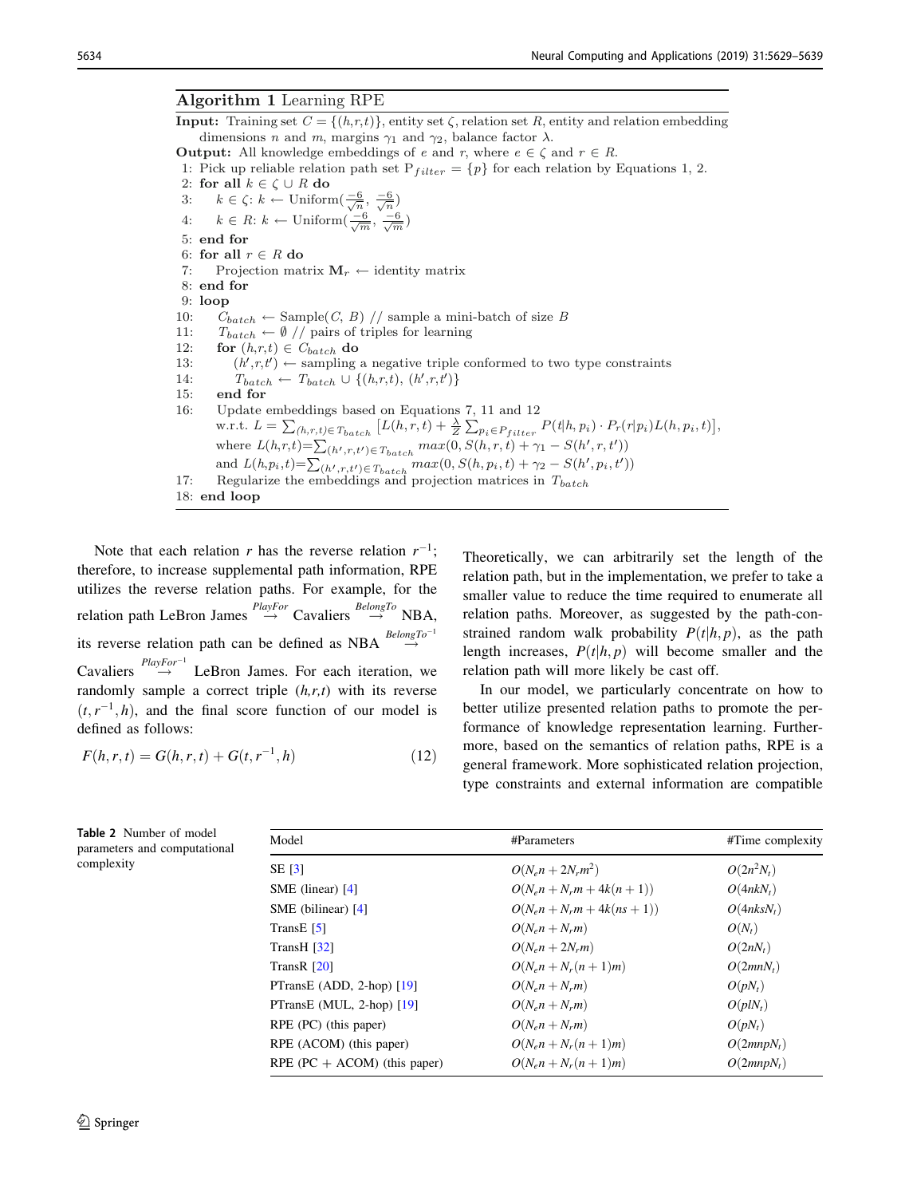**Algorithm 1** Learning RPE

**Input:** Training set $C = \{(h,r,t)\}$, entity set $\zeta$, relation set $R$, entity and relation embedding dimensions $n$ and $m$, margins $\gamma_1$ and $\gamma_2$, balance factor $\lambda$.

**Output:** All knowledge embeddings of $e$ and $r$, where $e \in \zeta$ and $r \in R$.

```
1: Pick up reliable relation path set P_filter = {p} for each relation by Equations 1, 2.
2: for all k ∈ ζ ∪ R do
3:     k ∈ ζ: k ← Uniform(−6/√n, −6/√n)
4:     k ∈ R: k ← Uniform(−6/√m, −6/√m)
5: end for
6: for all r ∈ R do
7:     Projection matrix M_r ← identity matrix
8: end for
9: loop
10:    C_batch ← Sample(C, B) // sample a mini-batch of size B
11:    T_batch ← ∅ // pairs of triples for learning
12:    for (h,r,t) ∈ C_batch do
13:        (h',r,t') ← sampling a negative triple conformed to two type constraints
14:        T_batch ← T_batch ∪ {(h,r,t), (h',r,t')}
15:    end for
16:    Update embeddings based on Equations 7, 11 and 12
       w.r.t. L = Σ_{(h,r,t)∈T_batch} [L(h,r,t) + λ/Z Σ_{p_i∈P_filter} P(t|h,p_i) · P_r(r|p_i) L(h,p_i,t)],
       where L(h,r,t) = Σ_{(h',r,t')∈T_batch} max(0, S(h,r,t) + γ_1 − S(h',r,t'))
       and L(h,p_i,t) = Σ_{(h',r,t')∈T_batch} max(0, S(h,p_i,t) + γ_2 − S(h',p_i,t'))
17:    Regularize the embeddings and projection matrices in T_batch
18: end loop
```

Note that each relation $r$ has the reverse relation $r^{-1}$; therefore, to increase supplemental path information, RPE utilizes the reverse relation paths. For example, for the relation path LeBron James $\overset{PlayFor}{\rightarrow}$ Cavaliers $\overset{BelongTo}{\rightarrow}$ NBA, its reverse relation path can be defined as NBA $\overset{BelongTo^{-1}}{\rightarrow}$ Cavaliers $\overset{PlayFor^{-1}}{\rightarrow}$ LeBron James. For each iteration, we randomly sample a correct triple $(h,r,t)$ with its reverse $(t,r^{-1},h)$, and the final score function of our model is defined as follows:

$$F(h,r,t) = G(h,r,t) + G(t,r^{-1},h) \tag{12}$$

Theoretically, we can arbitrarily set the length of the relation path, but in the implementation, we prefer to take a smaller value to reduce the time required to enumerate all relation paths. Moreover, as suggested by the path-constrained random walk probability $P(t|h,p)$, as the path length increases, $P(t|h,p)$ will become smaller and the relation path will more likely be cast off.

In our model, we particularly concentrate on how to better utilize presented relation paths to promote the performance of knowledge representation learning. Furthermore, based on the semantics of relation paths, RPE is a general framework. More sophisticated relation projection, type constraints and external information are compatible

**Table 2** Number of model parameters and computational complexity

| Model | #Parameters | #Time complexity |
|---|---|---|
| SE [3] | $O(N_e n + 2N_r m^2)$ | $O(2n^2 N_t)$ |
| SME (linear) [4] | $O(N_e n + N_r m + 4k(n+1))$ | $O(4nkN_t)$ |
| SME (bilinear) [4] | $O(N_e n + N_r m + 4k(ns+1))$ | $O(4nksN_t)$ |
| TransE [5] | $O(N_e n + N_r m)$ | $O(N_t)$ |
| TransH [32] | $O(N_e n + 2N_r m)$ | $O(2nN_t)$ |
| TransR [20] | $O(N_e n + N_r(n+1)m)$ | $O(2mnN_t)$ |
| PTransE (ADD, 2-hop) [19] | $O(N_e n + N_r m)$ | $O(pN_t)$ |
| PTransE (MUL, 2-hop) [19] | $O(N_e n + N_r m)$ | $O(plN_t)$ |
| RPE (PC) (this paper) | $O(N_e n + N_r m)$ | $O(pN_t)$ |
| RPE (ACOM) (this paper) | $O(N_e n + N_r(n+1)m)$ | $O(2mnpN_t)$ |
| RPE (PC + ACOM) (this paper) | $O(N_e n + N_r(n+1)m)$ | $O(2mnpN_t)$ |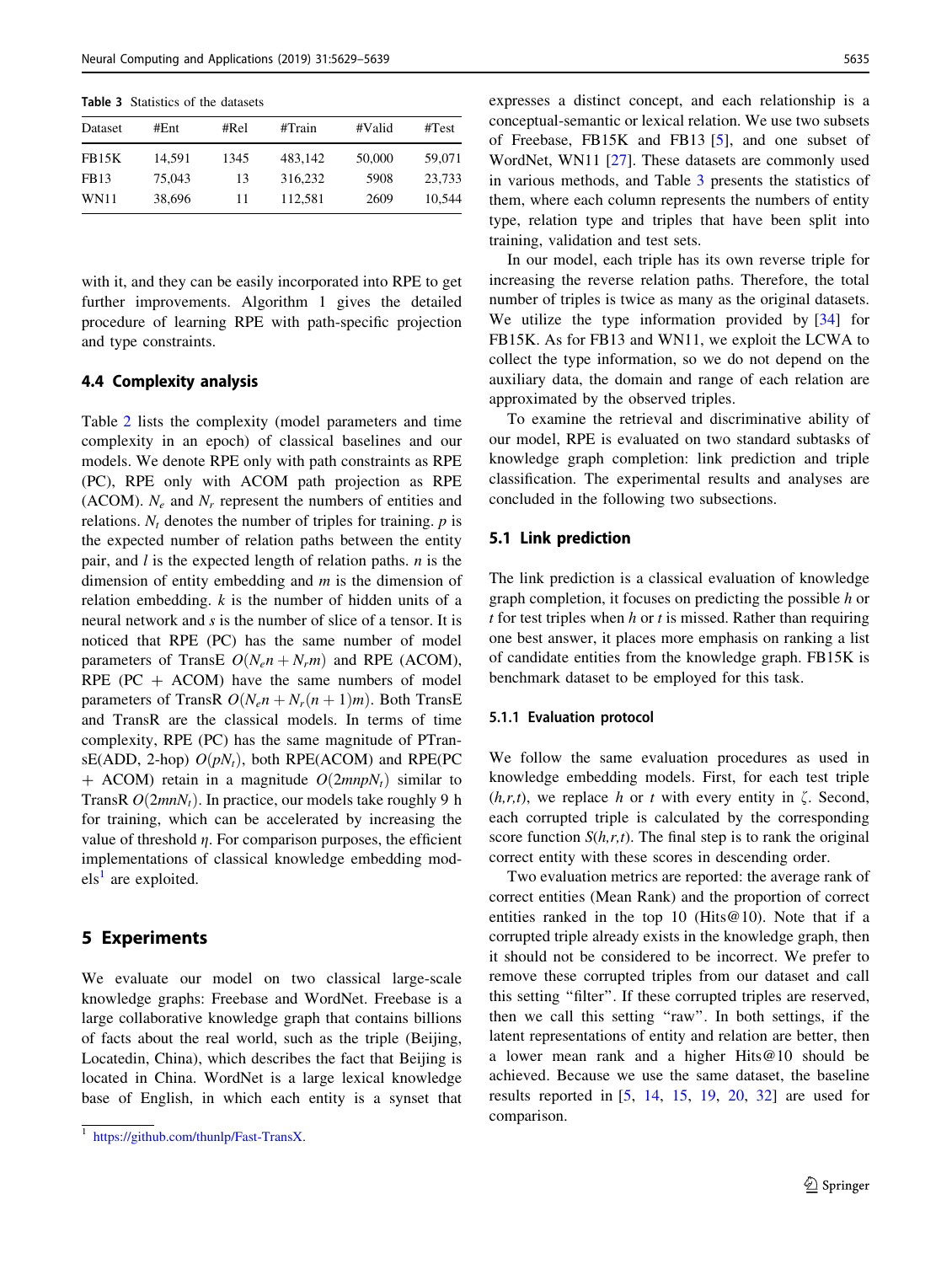Table 3 Statistics of the datasets

| Dataset | #Ent | #Rel | #Train | #Valid | #Test |
|---|---|---|---|---|---|
| FB15K | 14,591 | 1345 | 483,142 | 50,000 | 59,071 |
| FB13 | 75,043 | 13 | 316,232 | 5908 | 23,733 |
| WN11 | 38,696 | 11 | 112,581 | 2609 | 10,544 |

with it, and they can be easily incorporated into RPE to get further improvements. Algorithm 1 gives the detailed procedure of learning RPE with path-specific projection and type constraints.

### 4.4 Complexity analysis

Table 2 lists the complexity (model parameters and time complexity in an epoch) of classical baselines and our models. We denote RPE only with path constraints as RPE (PC), RPE only with ACOM path projection as RPE (ACOM). $N_e$ and $N_r$ represent the numbers of entities and relations. $N_t$ denotes the number of triples for training. $p$ is the expected number of relation paths between the entity pair, and $l$ is the expected length of relation paths. $n$ is the dimension of entity embedding and $m$ is the dimension of relation embedding. $k$ is the number of hidden units of a neural network and $s$ is the number of slice of a tensor. It is noticed that RPE (PC) has the same number of model parameters of TransE $O(N_e n + N_r m)$ and RPE (ACOM), RPE (PC + ACOM) have the same numbers of model parameters of TransR $O(N_e n + N_r (n+1) m)$. Both TransE and TransR are the classical models. In terms of time complexity, RPE (PC) has the same magnitude of PTransE(ADD, 2-hop) $O(pN_t)$, both RPE(ACOM) and RPE(PC + ACOM) retain in a magnitude $O(2mnpN_t)$ similar to TransR $O(2mnN_t)$. In practice, our models take roughly 9 h for training, which can be accelerated by increasing the value of threshold $\eta$. For comparison purposes, the efficient implementations of classical knowledge embedding models[1] are exploited.

## 5 Experiments

We evaluate our model on two classical large-scale knowledge graphs: Freebase and WordNet. Freebase is a large collaborative knowledge graph that contains billions of facts about the real world, such as the triple (Beijing, Locatedin, China), which describes the fact that Beijing is located in China. WordNet is a large lexical knowledge base of English, in which each entity is a synset that expresses a distinct concept, and each relationship is a conceptual-semantic or lexical relation. We use two subsets of Freebase, FB15K and FB13 [5], and one subset of WordNet, WN11 [27]. These datasets are commonly used in various methods, and Table 3 presents the statistics of them, where each column represents the numbers of entity type, relation type and triples that have been split into training, validation and test sets.

In our model, each triple has its own reverse triple for increasing the reverse relation paths. Therefore, the total number of triples is twice as many as the original datasets. We utilize the type information provided by [34] for FB15K. As for FB13 and WN11, we exploit the LCWA to collect the type information, so we do not depend on the auxiliary data, the domain and range of each relation are approximated by the observed triples.

To examine the retrieval and discriminative ability of our model, RPE is evaluated on two standard subtasks of knowledge graph completion: link prediction and triple classification. The experimental results and analyses are concluded in the following two subsections.

### 5.1 Link prediction

The link prediction is a classical evaluation of knowledge graph completion, it focuses on predicting the possible $h$ or $t$ for test triples when $h$ or $t$ is missed. Rather than requiring one best answer, it places more emphasis on ranking a list of candidate entities from the knowledge graph. FB15K is benchmark dataset to be employed for this task.

#### 5.1.1 Evaluation protocol

We follow the same evaluation procedures as used in knowledge embedding models. First, for each test triple $(h,r,t)$, we replace $h$ or $t$ with every entity in $\zeta$. Second, each corrupted triple is calculated by the corresponding score function $S(h,r,t)$. The final step is to rank the original correct entity with these scores in descending order.

Two evaluation metrics are reported: the average rank of correct entities (Mean Rank) and the proportion of correct entities ranked in the top 10 (Hits@10). Note that if a corrupted triple already exists in the knowledge graph, then it should not be considered to be incorrect. We prefer to remove these corrupted triples from our dataset and call this setting "filter". If these corrupted triples are reserved, then we call this setting "raw". In both settings, if the latent representations of entity and relation are better, then a lower mean rank and a higher Hits@10 should be achieved. Because we use the same dataset, the baseline results reported in [5, 14, 15, 19, 20, 32] are used for comparison.

[1] https://github.com/thunlp/Fast-TransX.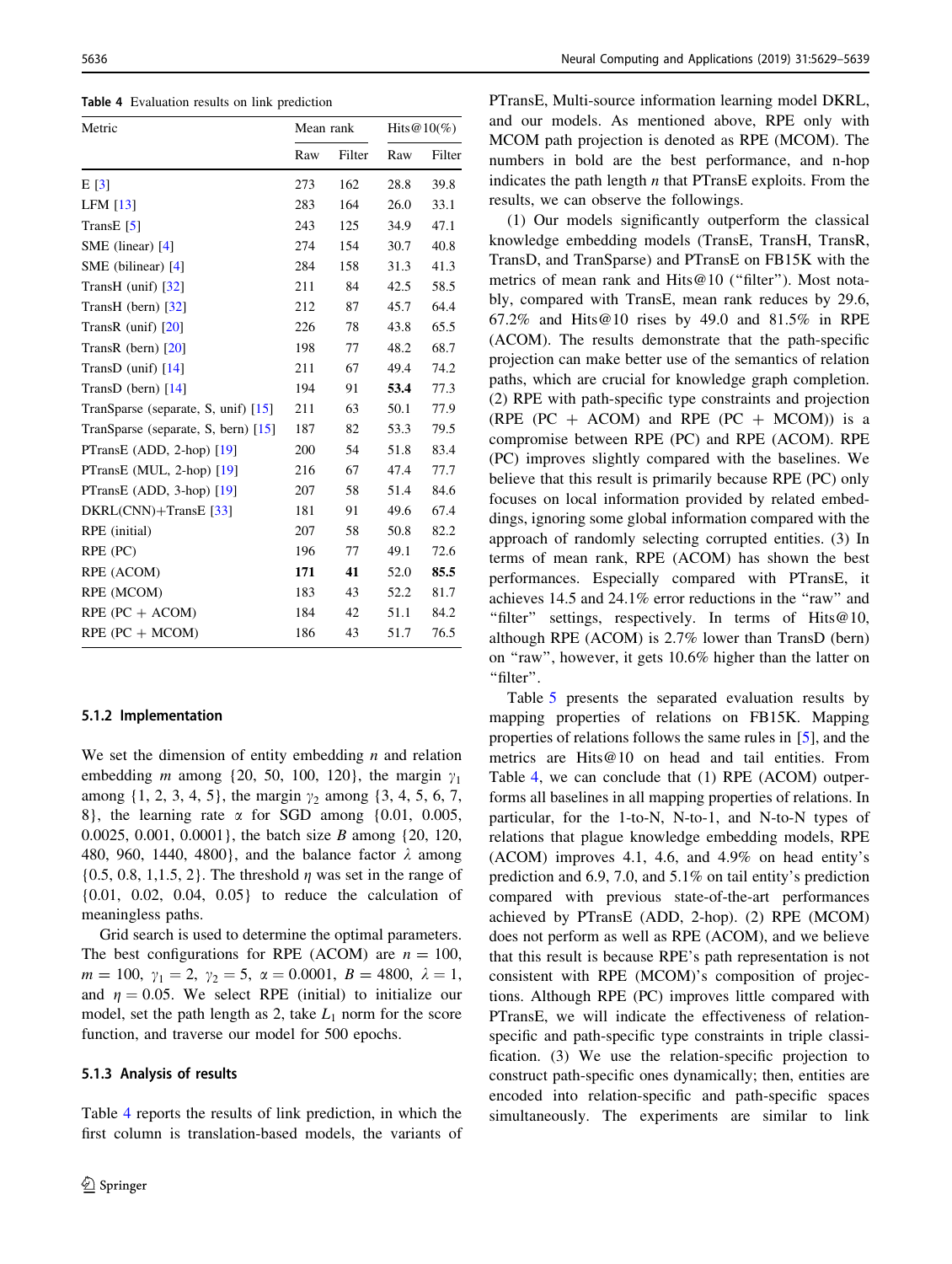Table 4 Evaluation results on link prediction

| Metric | Mean rank | | Hits@10(%) | |
|---|---|---|---|---|
| | Raw | Filter | Raw | Filter |
| E [3] | 273 | 162 | 28.8 | 39.8 |
| LFM [13] | 283 | 164 | 26.0 | 33.1 |
| TransE [5] | 243 | 125 | 34.9 | 47.1 |
| SME (linear) [4] | 274 | 154 | 30.7 | 40.8 |
| SME (bilinear) [4] | 284 | 158 | 31.3 | 41.3 |
| TransH (unif) [32] | 211 | 84 | 42.5 | 58.5 |
| TransH (bern) [32] | 212 | 87 | 45.7 | 64.4 |
| TransR (unif) [20] | 226 | 78 | 43.8 | 65.5 |
| TransR (bern) [20] | 198 | 77 | 48.2 | 68.7 |
| TransD (unif) [14] | 211 | 67 | 49.4 | 74.2 |
| TransD (bern) [14] | 194 | 91 | **53.4** | 77.3 |
| TranSparse (separate, S, unif) [15] | 211 | 63 | 50.1 | 77.9 |
| TranSparse (separate, S, bern) [15] | 187 | 82 | 53.3 | 79.5 |
| PTransE (ADD, 2-hop) [19] | 200 | 54 | 51.8 | 83.4 |
| PTransE (MUL, 2-hop) [19] | 216 | 67 | 47.4 | 77.7 |
| PTransE (ADD, 3-hop) [19] | 207 | 58 | 51.4 | 84.6 |
| DKRL(CNN)+TransE [33] | 181 | 91 | 49.6 | 67.4 |
| RPE (initial) | 207 | 58 | 50.8 | 82.2 |
| RPE (PC) | 196 | 77 | 49.1 | 72.6 |
| RPE (ACOM) | **171** | **41** | 52.0 | **85.5** |
| RPE (MCOM) | 183 | 43 | 52.2 | 81.7 |
| RPE (PC + ACOM) | 184 | 42 | 51.1 | 84.2 |
| RPE (PC + MCOM) | 186 | 43 | 51.7 | 76.5 |

### 5.1.2 Implementation

We set the dimension of entity embedding $n$ and relation embedding $m$ among {20, 50, 100, 120}, the margin $\gamma_1$ among {1, 2, 3, 4, 5}, the margin $\gamma_2$ among {3, 4, 5, 6, 7, 8}, the learning rate $\alpha$ for SGD among {0.01, 0.005, 0.0025, 0.001, 0.0001}, the batch size $B$ among {20, 120, 480, 960, 1440, 4800}, and the balance factor $\lambda$ among {0.5, 0.8, 1,1.5, 2}. The threshold $\eta$ was set in the range of {0.01, 0.02, 0.04, 0.05} to reduce the calculation of meaningless paths.

Grid search is used to determine the optimal parameters. The best configurations for RPE (ACOM) are $n = 100$, $m = 100$, $\gamma_1 = 2$, $\gamma_2 = 5$, $\alpha = 0.0001$, $B = 4800$, $\lambda = 1$, and $\eta = 0.05$. We select RPE (initial) to initialize our model, set the path length as 2, take $L_1$ norm for the score function, and traverse our model for 500 epochs.

### 5.1.3 Analysis of results

Table 4 reports the results of link prediction, in which the first column is translation-based models, the variants of PTransE, Multi-source information learning model DKRL, and our models. As mentioned above, RPE only with MCOM path projection is denoted as RPE (MCOM). The numbers in bold are the best performance, and n-hop indicates the path length $n$ that PTransE exploits. From the results, we can observe the followings.

(1) Our models significantly outperform the classical knowledge embedding models (TransE, TransH, TransR, TransD, and TranSparse) and PTransE on FB15K with the metrics of mean rank and Hits@10 ("filter"). Most notably, compared with TransE, mean rank reduces by 29.6, 67.2% and Hits@10 rises by 49.0 and 81.5% in RPE (ACOM). The results demonstrate that the path-specific projection can make better use of the semantics of relation paths, which are crucial for knowledge graph completion. (2) RPE with path-specific type constraints and projection (RPE (PC + ACOM) and RPE (PC + MCOM)) is a compromise between RPE (PC) and RPE (ACOM). RPE (PC) improves slightly compared with the baselines. We believe that this result is primarily because RPE (PC) only focuses on local information provided by related embeddings, ignoring some global information compared with the approach of randomly selecting corrupted entities. (3) In terms of mean rank, RPE (ACOM) has shown the best performances. Especially compared with PTransE, it achieves 14.5 and 24.1% error reductions in the "raw" and "filter" settings, respectively. In terms of Hits@10, although RPE (ACOM) is 2.7% lower than TransD (bern) on "raw", however, it gets 10.6% higher than the latter on "filter".

Table 5 presents the separated evaluation results by mapping properties of relations on FB15K. Mapping properties of relations follows the same rules in [5], and the metrics are Hits@10 on head and tail entities. From Table 4, we can conclude that (1) RPE (ACOM) outperforms all baselines in all mapping properties of relations. In particular, for the 1-to-N, N-to-1, and N-to-N types of relations that plague knowledge embedding models, RPE (ACOM) improves 4.1, 4.6, and 4.9% on head entity's prediction and 6.9, 7.0, and 5.1% on tail entity's prediction compared with previous state-of-the-art performances achieved by PTransE (ADD, 2-hop). (2) RPE (MCOM) does not perform as well as RPE (ACOM), and we believe that this result is because RPE's path representation is not consistent with RPE (MCOM)'s composition of projections. Although RPE (PC) improves little compared with PTransE, we will indicate the effectiveness of relation-specific and path-specific type constraints in triple classification. (3) We use the relation-specific projection to construct path-specific ones dynamically; then, entities are encoded into relation-specific and path-specific spaces simultaneously. The experiments are similar to link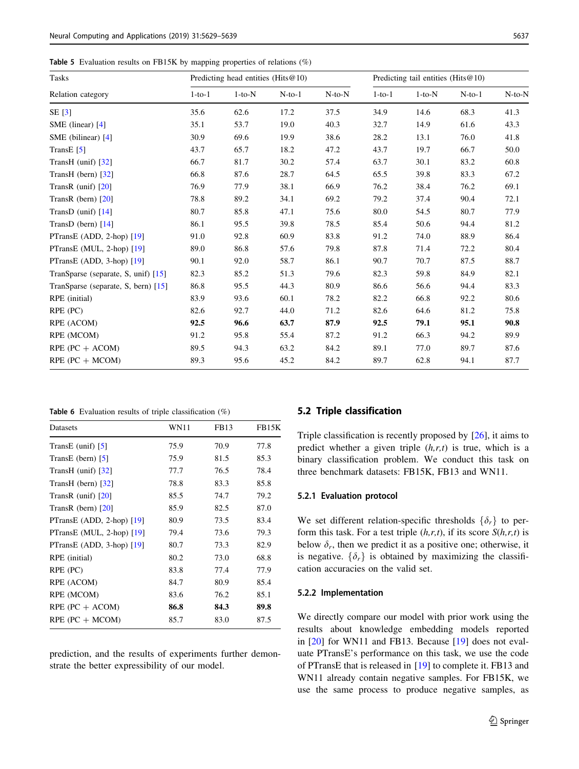**Table 5** Evaluation results on FB15K by mapping properties of relations (%)

| Tasks | Predicting head entities (Hits@10) | | | | Predicting tail entities (Hits@10) | | | |
|---|---|---|---|---|---|---|---|---|
| Relation category | 1-to-1 | 1-to-N | N-to-1 | N-to-N | 1-to-1 | 1-to-N | N-to-1 | N-to-N |
| SE [3] | 35.6 | 62.6 | 17.2 | 37.5 | 34.9 | 14.6 | 68.3 | 41.3 |
| SME (linear) [4] | 35.1 | 53.7 | 19.0 | 40.3 | 32.7 | 14.9 | 61.6 | 43.3 |
| SME (bilinear) [4] | 30.9 | 69.6 | 19.9 | 38.6 | 28.2 | 13.1 | 76.0 | 41.8 |
| TransE [5] | 43.7 | 65.7 | 18.2 | 47.2 | 43.7 | 19.7 | 66.7 | 50.0 |
| TransH (unif) [32] | 66.7 | 81.7 | 30.2 | 57.4 | 63.7 | 30.1 | 83.2 | 60.8 |
| TransH (bern) [32] | 66.8 | 87.6 | 28.7 | 64.5 | 65.5 | 39.8 | 83.3 | 67.2 |
| TransR (unif) [20] | 76.9 | 77.9 | 38.1 | 66.9 | 76.2 | 38.4 | 76.2 | 69.1 |
| TransR (bern) [20] | 78.8 | 89.2 | 34.1 | 69.2 | 79.2 | 37.4 | 90.4 | 72.1 |
| TransD (unif) [14] | 80.7 | 85.8 | 47.1 | 75.6 | 80.0 | 54.5 | 80.7 | 77.9 |
| TransD (bern) [14] | 86.1 | 95.5 | 39.8 | 78.5 | 85.4 | 50.6 | 94.4 | 81.2 |
| PTransE (ADD, 2-hop) [19] | 91.0 | 92.8 | 60.9 | 83.8 | 91.2 | 74.0 | 88.9 | 86.4 |
| PTransE (MUL, 2-hop) [19] | 89.0 | 86.8 | 57.6 | 79.8 | 87.8 | 71.4 | 72.2 | 80.4 |
| PTransE (ADD, 3-hop) [19] | 90.1 | 92.0 | 58.7 | 86.1 | 90.7 | 70.7 | 87.5 | 88.7 |
| TranSparse (separate, S, unif) [15] | 82.3 | 85.2 | 51.3 | 79.6 | 82.3 | 59.8 | 84.9 | 82.1 |
| TranSparse (separate, S, bern) [15] | 86.8 | 95.5 | 44.3 | 80.9 | 86.6 | 56.6 | 94.4 | 83.3 |
| RPE (initial) | 83.9 | 93.6 | 60.1 | 78.2 | 82.2 | 66.8 | 92.2 | 80.6 |
| RPE (PC) | 82.6 | 92.7 | 44.0 | 71.2 | 82.6 | 64.6 | 81.2 | 75.8 |
| RPE (ACOM) | **92.5** | **96.6** | **63.7** | **87.9** | **92.5** | **79.1** | **95.1** | **90.8** |
| RPE (MCOM) | 91.2 | 95.8 | 55.4 | 87.2 | 91.2 | 66.3 | 94.2 | 89.9 |
| RPE (PC + ACOM) | 89.5 | 94.3 | 63.2 | 84.2 | 89.1 | 77.0 | 89.7 | 87.6 |
| RPE (PC + MCOM) | 89.3 | 95.6 | 45.2 | 84.2 | 89.7 | 62.8 | 94.1 | 87.7 |

**Table 6** Evaluation results of triple classification (%)

| Datasets | WN11 | FB13 | FB15K |
|---|---|---|---|
| TransE (unif) [5] | 75.9 | 70.9 | 77.8 |
| TransE (bern) [5] | 75.9 | 81.5 | 85.3 |
| TransH (unif) [32] | 77.7 | 76.5 | 78.4 |
| TransH (bern) [32] | 78.8 | 83.3 | 85.8 |
| TransR (unif) [20] | 85.5 | 74.7 | 79.2 |
| TransR (bern) [20] | 85.9 | 82.5 | 87.0 |
| PTransE (ADD, 2-hop) [19] | 80.9 | 73.5 | 83.4 |
| PTransE (MUL, 2-hop) [19] | 79.4 | 73.6 | 79.3 |
| PTransE (ADD, 3-hop) [19] | 80.7 | 73.3 | 82.9 |
| RPE (initial) | 80.2 | 73.0 | 68.8 |
| RPE (PC) | 83.8 | 77.4 | 77.9 |
| RPE (ACOM) | 84.7 | 80.9 | 85.4 |
| RPE (MCOM) | 83.6 | 76.2 | 85.1 |
| RPE (PC + ACOM) | **86.8** | **84.3** | **89.8** |
| RPE (PC + MCOM) | 85.7 | 83.0 | 87.5 |

prediction, and the results of experiments further demonstrate the better expressibility of our model.

## 5.2 Triple classification

Triple classification is recently proposed by [26], it aims to predict whether a given triple $(h,r,t)$ is true, which is a binary classification problem. We conduct this task on three benchmark datasets: FB15K, FB13 and WN11.

### 5.2.1 Evaluation protocol

We set different relation-specific thresholds $\{\delta_r\}$ to perform this task. For a test triple $(h,r,t)$, if its score $S(h,r,t)$ is below $\delta_r$, then we predict it as a positive one; otherwise, it is negative. $\{\delta_r\}$ is obtained by maximizing the classification accuracies on the valid set.

### 5.2.2 Implementation

We directly compare our model with prior work using the results about knowledge embedding models reported in [20] for WN11 and FB13. Because [19] does not evaluate PTransE's performance on this task, we use the code of PTransE that is released in [19] to complete it. FB13 and WN11 already contain negative samples. For FB15K, we use the same process to produce negative samples, as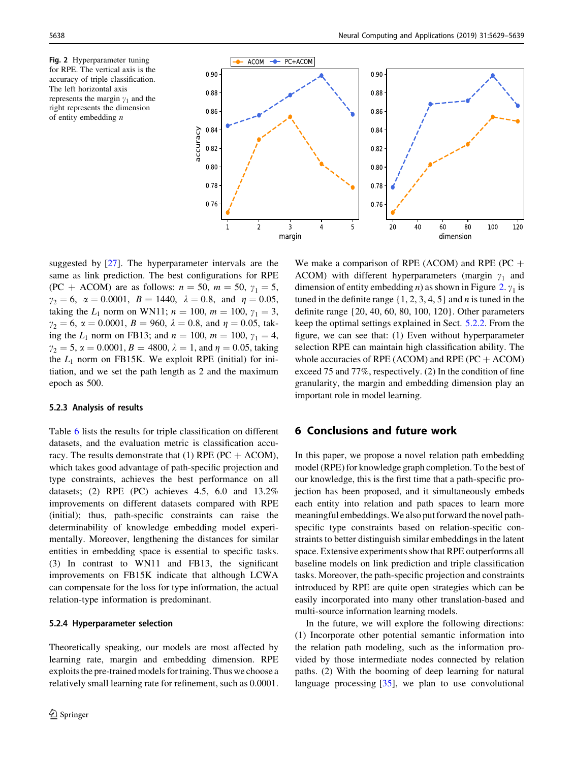Fig. 2 Hyperparameter tuning for RPE. The vertical axis is the accuracy of triple classification. The left horizontal axis represents the margin $\gamma_1$ and the right represents the dimension of entity embedding $n$

suggested by [27]. The hyperparameter intervals are the same as link prediction. The best configurations for RPE (PC + ACOM) are as follows: $n = 50$, $m = 50$, $\gamma_1 = 5$, $\gamma_2 = 6$, $\alpha = 0.0001$, $B = 1440$, $\lambda = 0.8$, and $\eta = 0.05$, taking the $L_1$ norm on WN11; $n = 100$, $m = 100$, $\gamma_1 = 3$, $\gamma_2 = 6$, $\alpha = 0.0001$, $B = 960$, $\lambda = 0.8$, and $\eta = 0.05$, taking the $L_1$ norm on FB13; and $n = 100$, $m = 100$, $\gamma_1 = 4$, $\gamma_2 = 5$, $\alpha = 0.0001$, $B = 4800$, $\lambda = 1$, and $\eta = 0.05$, taking the $L_1$ norm on FB15K. We exploit RPE (initial) for initiation, and we set the path length as 2 and the maximum epoch as 500.

### 5.2.3 Analysis of results

Table 6 lists the results for triple classification on different datasets, and the evaluation metric is classification accuracy. The results demonstrate that (1) RPE (PC + ACOM), which takes good advantage of path-specific projection and type constraints, achieves the best performance on all datasets; (2) RPE (PC) achieves 4.5, 6.0 and 13.2% improvements on different datasets compared with RPE (initial); thus, path-specific constraints can raise the determinability of knowledge embedding model experimentally. Moreover, lengthening the distances for similar entities in embedding space is essential to specific tasks. (3) In contrast to WN11 and FB13, the significant improvements on FB15K indicate that although LCWA can compensate for the loss for type information, the actual relation-type information is predominant.

### 5.2.4 Hyperparameter selection

Theoretically speaking, our models are most affected by learning rate, margin and embedding dimension. RPE exploits the pre-trained models for training. Thus we choose a relatively small learning rate for refinement, such as 0.0001. We make a comparison of RPE (ACOM) and RPE (PC + ACOM) with different hyperparameters (margin $\gamma_1$ and dimension of entity embedding $n$) as shown in Figure 2. $\gamma_1$ is tuned in the definite range $\{1, 2, 3, 4, 5\}$ and $n$ is tuned in the definite range $\{20, 40, 60, 80, 100, 120\}$. Other parameters keep the optimal settings explained in Sect. 5.2.2. From the figure, we can see that: (1) Even without hyperparameter selection RPE can maintain high classification ability. The whole accuracies of RPE (ACOM) and RPE (PC + ACOM) exceed 75 and 77%, respectively. (2) In the condition of fine granularity, the margin and embedding dimension play an important role in model learning.

## 6 Conclusions and future work

In this paper, we propose a novel relation path embedding model (RPE) for knowledge graph completion. To the best of our knowledge, this is the first time that a path-specific projection has been proposed, and it simultaneously embeds each entity into relation and path spaces to learn more meaningful embeddings. We also put forward the novel path-specific type constraints based on relation-specific constraints to better distinguish similar embeddings in the latent space. Extensive experiments show that RPE outperforms all baseline models on link prediction and triple classification tasks. Moreover, the path-specific projection and constraints introduced by RPE are quite open strategies which can be easily incorporated into many other translation-based and multi-source information learning models.

In the future, we will explore the following directions: (1) Incorporate other potential semantic information into the relation path modeling, such as the information provided by those intermediate nodes connected by relation paths. (2) With the booming of deep learning for natural language processing [35], we plan to use convolutional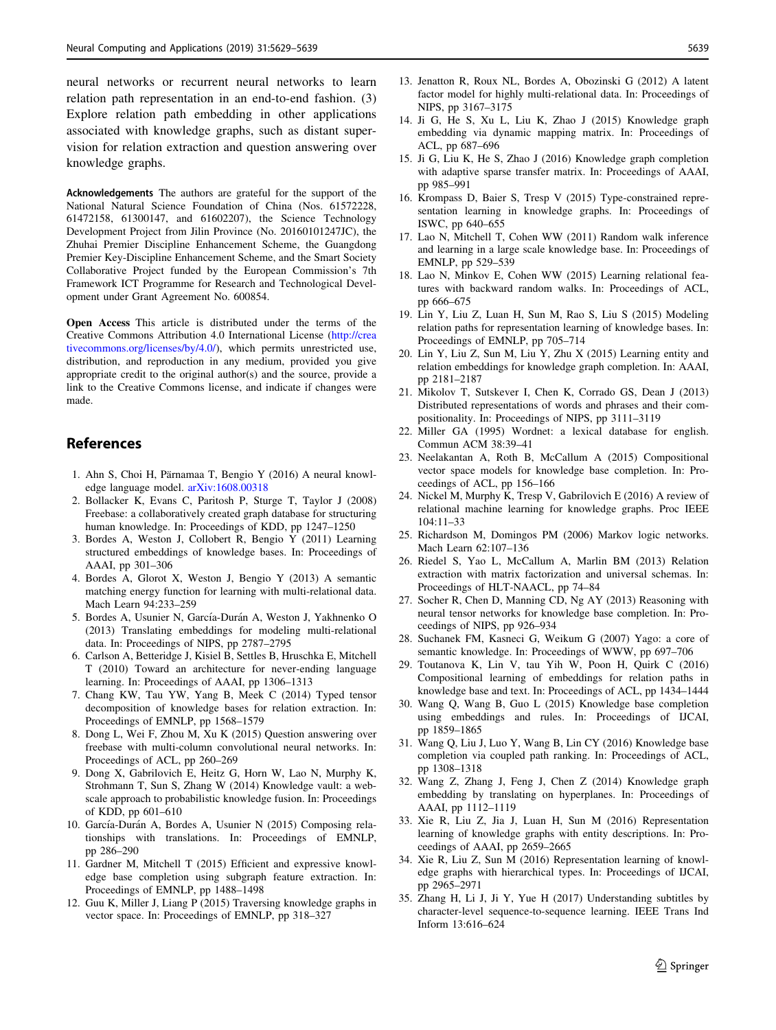neural networks or recurrent neural networks to learn relation path representation in an end-to-end fashion. (3) Explore relation path embedding in other applications associated with knowledge graphs, such as distant supervision for relation extraction and question answering over knowledge graphs.

**Acknowledgements** The authors are grateful for the support of the National Natural Science Foundation of China (Nos. 61572228, 61472158, 61300147, and 61602207), the Science Technology Development Project from Jilin Province (No. 20160101247JC), the Zhuhai Premier Discipline Enhancement Scheme, the Guangdong Premier Key-Discipline Enhancement Scheme, and the Smart Society Collaborative Project funded by the European Commission's 7th Framework ICT Programme for Research and Technological Development under Grant Agreement No. 600854.

**Open Access** This article is distributed under the terms of the Creative Commons Attribution 4.0 International License (http://creativecommons.org/licenses/by/4.0/), which permits unrestricted use, distribution, and reproduction in any medium, provided you give appropriate credit to the original author(s) and the source, provide a link to the Creative Commons license, and indicate if changes were made.

## References

1. Ahn S, Choi H, Pärnamaa T, Bengio Y (2016) A neural knowledge language model. arXiv:1608.00318
2. Bollacker K, Evans C, Paritosh P, Sturge T, Taylor J (2008) Freebase: a collaboratively created graph database for structuring human knowledge. In: Proceedings of KDD, pp 1247–1250
3. Bordes A, Weston J, Collobert R, Bengio Y (2011) Learning structured embeddings of knowledge bases. In: Proceedings of AAAI, pp 301–306
4. Bordes A, Glorot X, Weston J, Bengio Y (2013) A semantic matching energy function for learning with multi-relational data. Mach Learn 94:233–259
5. Bordes A, Usunier N, García-Durán A, Weston J, Yakhnenko O (2013) Translating embeddings for modeling multi-relational data. In: Proceedings of NIPS, pp 2787–2795
6. Carlson A, Betteridge J, Kisiel B, Settles B, Hruschka E, Mitchell T (2010) Toward an architecture for never-ending language learning. In: Proceedings of AAAI, pp 1306–1313
7. Chang KW, Tau YW, Yang B, Meek C (2014) Typed tensor decomposition of knowledge bases for relation extraction. In: Proceedings of EMNLP, pp 1568–1579
8. Dong L, Wei F, Zhou M, Xu K (2015) Question answering over freebase with multi-column convolutional neural networks. In: Proceedings of ACL, pp 260–269
9. Dong X, Gabrilovich E, Heitz G, Horn W, Lao N, Murphy K, Strohmann T, Sun S, Zhang W (2014) Knowledge vault: a web-scale approach to probabilistic knowledge fusion. In: Proceedings of KDD, pp 601–610
10. García-Durán A, Bordes A, Usunier N (2015) Composing relationships with translations. In: Proceedings of EMNLP, pp 286–290
11. Gardner M, Mitchell T (2015) Efficient and expressive knowledge base completion using subgraph feature extraction. In: Proceedings of EMNLP, pp 1488–1498
12. Guu K, Miller J, Liang P (2015) Traversing knowledge graphs in vector space. In: Proceedings of EMNLP, pp 318–327
13. Jenatton R, Roux NL, Bordes A, Obozinski G (2012) A latent factor model for highly multi-relational data. In: Proceedings of NIPS, pp 3167–3175
14. Ji G, He S, Xu L, Liu K, Zhao J (2015) Knowledge graph embedding via dynamic mapping matrix. In: Proceedings of ACL, pp 687–696
15. Ji G, Liu K, He S, Zhao J (2016) Knowledge graph completion with adaptive sparse transfer matrix. In: Proceedings of AAAI, pp 985–991
16. Krompass D, Baier S, Tresp V (2015) Type-constrained representation learning in knowledge graphs. In: Proceedings of ISWC, pp 640–655
17. Lao N, Mitchell T, Cohen WW (2011) Random walk inference and learning in a large scale knowledge base. In: Proceedings of EMNLP, pp 529–539
18. Lao N, Minkov E, Cohen WW (2015) Learning relational features with backward random walks. In: Proceedings of ACL, pp 666–675
19. Lin Y, Liu Z, Luan H, Sun M, Rao S, Liu S (2015) Modeling relation paths for representation learning of knowledge bases. In: Proceedings of EMNLP, pp 705–714
20. Lin Y, Liu Z, Sun M, Liu Y, Zhu X (2015) Learning entity and relation embeddings for knowledge graph completion. In: AAAI, pp 2181–2187
21. Mikolov T, Sutskever I, Chen K, Corrado GS, Dean J (2013) Distributed representations of words and phrases and their compositionality. In: Proceedings of NIPS, pp 3111–3119
22. Miller GA (1995) Wordnet: a lexical database for english. Commun ACM 38:39–41
23. Neelakantan A, Roth B, McCallum A (2015) Compositional vector space models for knowledge base completion. In: Proceedings of ACL, pp 156–166
24. Nickel M, Murphy K, Tresp V, Gabrilovich E (2016) A review of relational machine learning for knowledge graphs. Proc IEEE 104:11–33
25. Richardson M, Domingos PM (2006) Markov logic networks. Mach Learn 62:107–136
26. Riedel S, Yao L, McCallum A, Marlin BM (2013) Relation extraction with matrix factorization and universal schemas. In: Proceedings of HLT-NAACL, pp 74–84
27. Socher R, Chen D, Manning CD, Ng AY (2013) Reasoning with neural tensor networks for knowledge base completion. In: Proceedings of NIPS, pp 926–934
28. Suchanek FM, Kasneci G, Weikum G (2007) Yago: a core of semantic knowledge. In: Proceedings of WWW, pp 697–706
29. Toutanova K, Lin V, tau Yih W, Poon H, Quirk C (2016) Compositional learning of embeddings for relation paths in knowledge base and text. In: Proceedings of ACL, pp 1434–1444
30. Wang Q, Wang B, Guo L (2015) Knowledge base completion using embeddings and rules. In: Proceedings of IJCAI, pp 1859–1865
31. Wang Q, Liu J, Luo Y, Wang B, Lin CY (2016) Knowledge base completion via coupled path ranking. In: Proceedings of ACL, pp 1308–1318
32. Wang Z, Zhang J, Feng J, Chen Z (2014) Knowledge graph embedding by translating on hyperplanes. In: Proceedings of AAAI, pp 1112–1119
33. Xie R, Liu Z, Jia J, Luan H, Sun M (2016) Representation learning of knowledge graphs with entity descriptions. In: Proceedings of AAAI, pp 2659–2665
34. Xie R, Liu Z, Sun M (2016) Representation learning of knowledge graphs with hierarchical types. In: Proceedings of IJCAI, pp 2965–2971
35. Zhang H, Li J, Ji Y, Yue H (2017) Understanding subtitles by character-level sequence-to-sequence learning. IEEE Trans Ind Inform 13:616–624